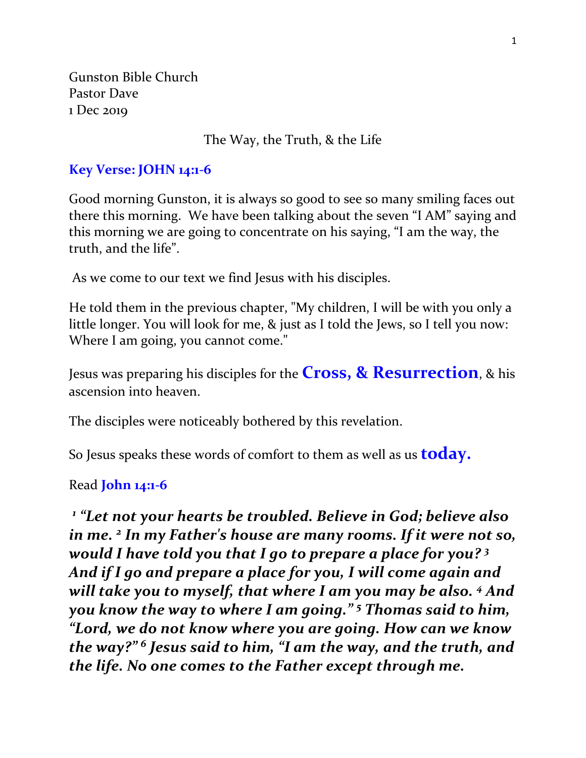Gunston Bible Church
Pastor Dave
1 Dec 2019

The Way, the Truth, & the Life

**Key Verse: JOHN 14:1-6**

Good morning Gunston, it is always so good to see so many smiling faces out there this morning. We have been talking about the seven "I AM" saying and this morning we are going to concentrate on his saying, "I am the way, the truth, and the life".

As we come to our text we find Jesus with his disciples.

He told them in the previous chapter, "My children, I will be with you only a little longer. You will look for me, & just as I told the Jews, so I tell you now: Where I am going, you cannot come."

Jesus was preparing his disciples for the **Cross, & Resurrection**, & his ascension into heaven.

The disciples were noticeably bothered by this revelation.

So Jesus speaks these words of comfort to them as well as us **today.**

Read **John 14:1-6**

***[1] "Let not your hearts be troubled. Believe in God; believe also in me. [2] In my Father's house are many rooms. If it were not so, would I have told you that I go to prepare a place for you? [3] And if I go and prepare a place for you, I will come again and will take you to myself, that where I am you may be also. [4] And you know the way to where I am going." [5] Thomas said to him, "Lord, we do not know where you are going. How can we know the way?" [6] Jesus said to him, "I am the way, and the truth, and the life. No one comes to the Father except through me.***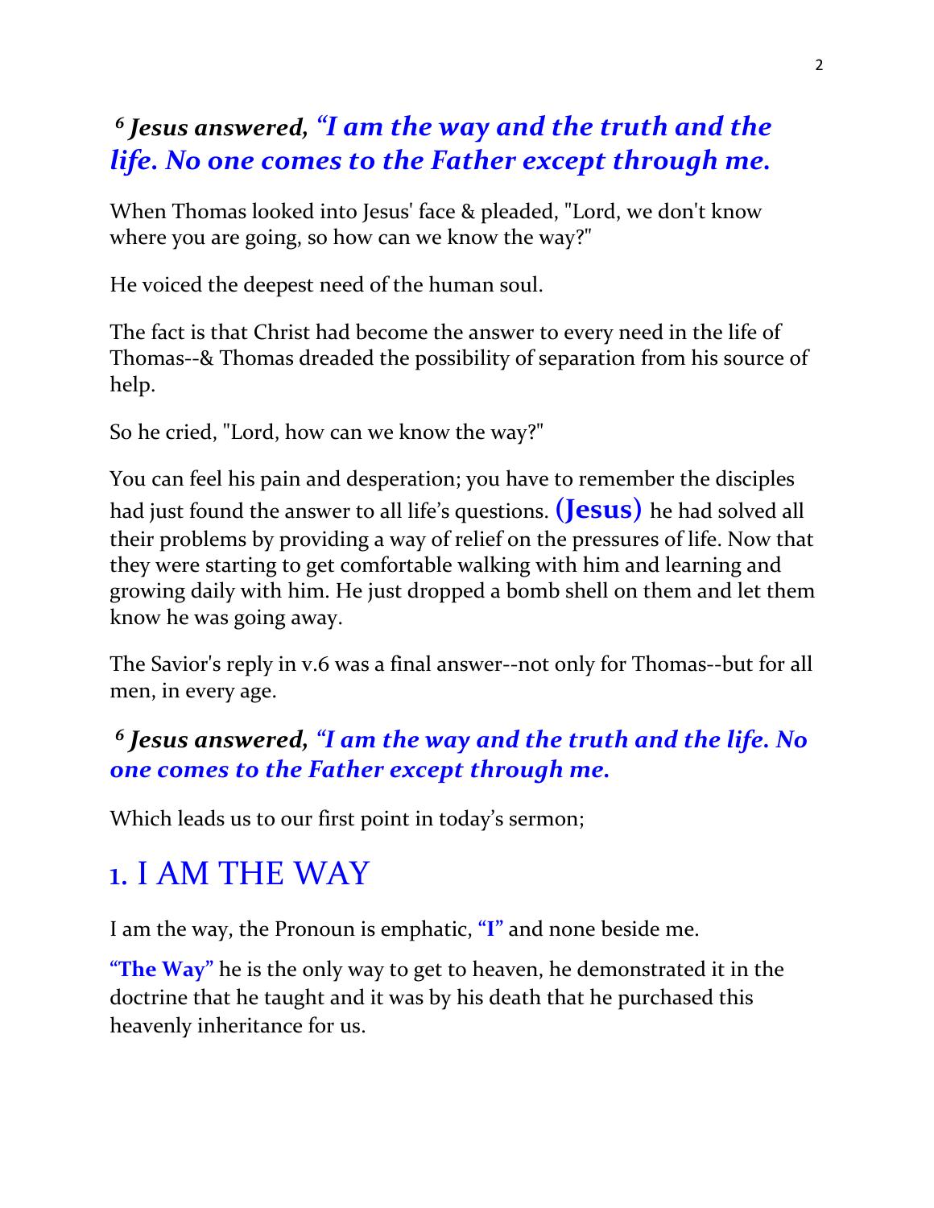***[6] Jesus answered, "I am the way and the truth and the life. No one comes to the Father except through me.***

When Thomas looked into Jesus' face & pleaded, "Lord, we don't know where you are going, so how can we know the way?"

He voiced the deepest need of the human soul.

The fact is that Christ had become the answer to every need in the life of Thomas--& Thomas dreaded the possibility of separation from his source of help.

So he cried, "Lord, how can we know the way?"

You can feel his pain and desperation; you have to remember the disciples had just found the answer to all life's questions. **(Jesus)** he had solved all their problems by providing a way of relief on the pressures of life. Now that they were starting to get comfortable walking with him and learning and growing daily with him. He just dropped a bomb shell on them and let them know he was going away.

The Savior's reply in v.6 was a final answer--not only for Thomas--but for all men, in every age.

***[6] Jesus answered, "I am the way and the truth and the life. No one comes to the Father except through me.***

Which leads us to our first point in today's sermon;

# 1. I AM THE WAY

I am the way, the Pronoun is emphatic, **"I"** and none beside me.

**"The Way"** he is the only way to get to heaven, he demonstrated it in the doctrine that he taught and it was by his death that he purchased this heavenly inheritance for us.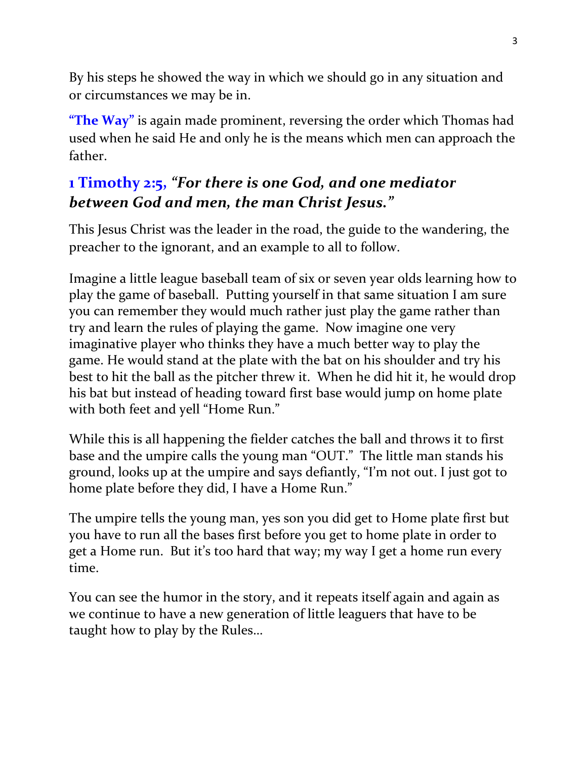By his steps he showed the way in which we should go in any situation and or circumstances we may be in.

**"The Way"** is again made prominent, reversing the order which Thomas had used when he said He and only he is the means which men can approach the father.

## 1 Timothy 2:5, *"For there is one God, and one mediator between God and men, the man Christ Jesus."*

This Jesus Christ was the leader in the road, the guide to the wandering, the preacher to the ignorant, and an example to all to follow.

Imagine a little league baseball team of six or seven year olds learning how to play the game of baseball. Putting yourself in that same situation I am sure you can remember they would much rather just play the game rather than try and learn the rules of playing the game. Now imagine one very imaginative player who thinks they have a much better way to play the game. He would stand at the plate with the bat on his shoulder and try his best to hit the ball as the pitcher threw it. When he did hit it, he would drop his bat but instead of heading toward first base would jump on home plate with both feet and yell "Home Run."

While this is all happening the fielder catches the ball and throws it to first base and the umpire calls the young man "OUT." The little man stands his ground, looks up at the umpire and says defiantly, "I'm not out. I just got to home plate before they did, I have a Home Run."

The umpire tells the young man, yes son you did get to Home plate first but you have to run all the bases first before you get to home plate in order to get a Home run. But it's too hard that way; my way I get a home run every time.

You can see the humor in the story, and it repeats itself again and again as we continue to have a new generation of little leaguers that have to be taught how to play by the Rules…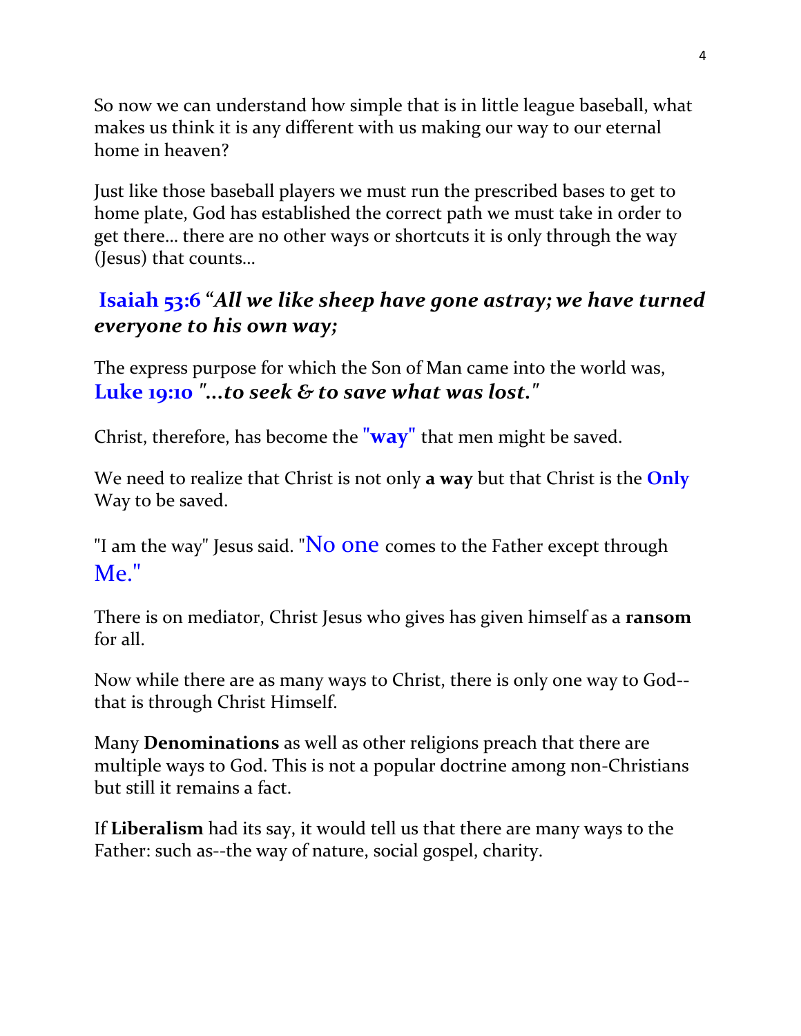So now we can understand how simple that is in little league baseball, what makes us think it is any different with us making our way to our eternal home in heaven?

Just like those baseball players we must run the prescribed bases to get to home plate, God has established the correct path we must take in order to get there… there are no other ways or shortcuts it is only through the way (Jesus) that counts…

**Isaiah 53:6** ***"All we like sheep have gone astray; we have turned everyone to his own way;***

The express purpose for which the Son of Man came into the world was, **Luke 19:10** ***"…to seek & to save what was lost."***

Christ, therefore, has become the **"way"** that men might be saved.

We need to realize that Christ is not only **a way** but that Christ is the **Only** Way to be saved.

"I am the way" Jesus said. "No one comes to the Father except through Me."

There is on mediator, Christ Jesus who gives has given himself as a **ransom** for all.

Now while there are as many ways to Christ, there is only one way to God--that is through Christ Himself.

Many **Denominations** as well as other religions preach that there are multiple ways to God. This is not a popular doctrine among non-Christians but still it remains a fact.

If **Liberalism** had its say, it would tell us that there are many ways to the Father: such as--the way of nature, social gospel, charity.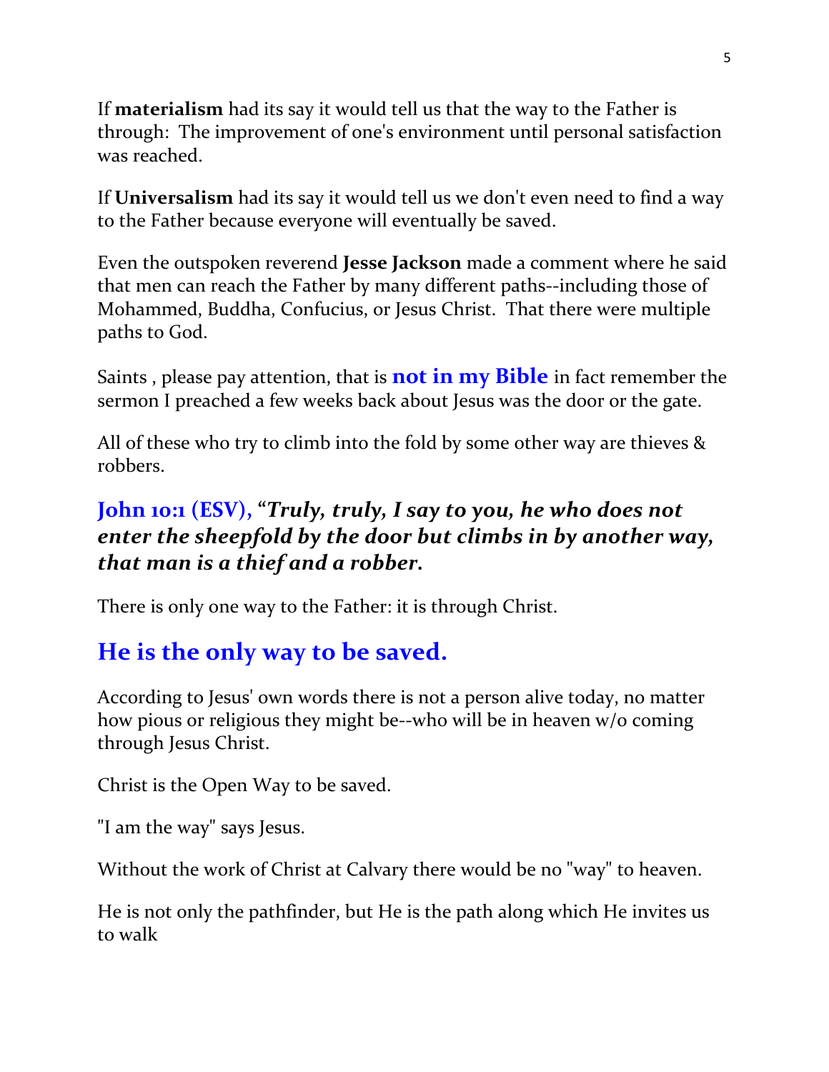If **materialism** had its say it would tell us that the way to the Father is through: The improvement of one's environment until personal satisfaction was reached.

If **Universalism** had its say it would tell us we don't even need to find a way to the Father because everyone will eventually be saved.

Even the outspoken reverend **Jesse Jackson** made a comment where he said that men can reach the Father by many different paths--including those of Mohammed, Buddha, Confucius, or Jesus Christ. That there were multiple paths to God.

Saints , please pay attention, that is **not in my Bible** in fact remember the sermon I preached a few weeks back about Jesus was the door or the gate.

All of these who try to climb into the fold by some other way are thieves & robbers.

### John 10:1 (ESV), "*Truly, truly, I say to you, he who does not enter the sheepfold by the door but climbs in by another way, that man is a thief and a robber.*

There is only one way to the Father: it is through Christ.

## He is the only way to be saved.

According to Jesus' own words there is not a person alive today, no matter how pious or religious they might be--who will be in heaven w/o coming through Jesus Christ.

Christ is the Open Way to be saved.

"I am the way" says Jesus.

Without the work of Christ at Calvary there would be no "way" to heaven.

He is not only the pathfinder, but He is the path along which He invites us to walk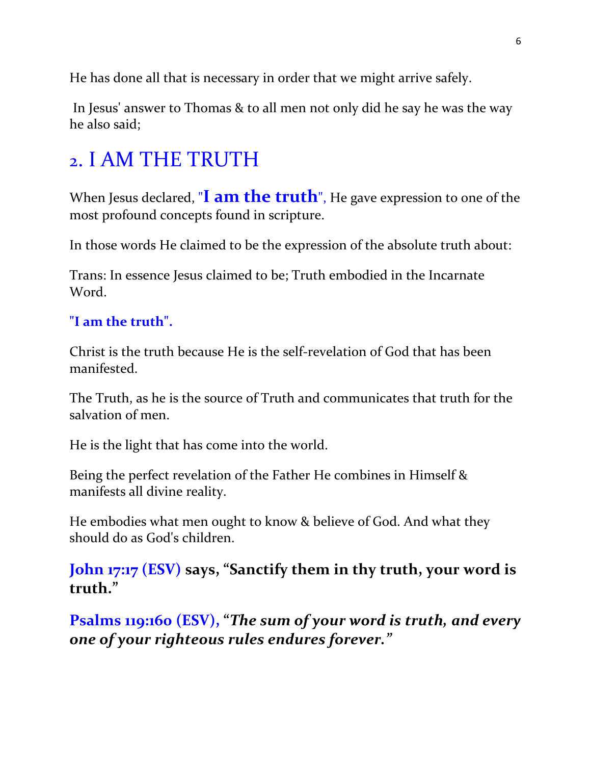He has done all that is necessary in order that we might arrive safely.

In Jesus' answer to Thomas & to all men not only did he say he was the way he also said;

## 2. I AM THE TRUTH

When Jesus declared, "**I am the truth**", He gave expression to one of the most profound concepts found in scripture.

In those words He claimed to be the expression of the absolute truth about:

Trans: In essence Jesus claimed to be; Truth embodied in the Incarnate Word.

**"I am the truth".**

Christ is the truth because He is the self-revelation of God that has been manifested.

The Truth, as he is the source of Truth and communicates that truth for the salvation of men.

He is the light that has come into the world.

Being the perfect revelation of the Father He combines in Himself & manifests all divine reality.

He embodies what men ought to know & believe of God. And what they should do as God's children.

**John 17:17 (ESV) says, "Sanctify them in thy truth, your word is truth."**

**Psalms 119:160 (ESV), "*The sum of your word is truth, and every one of your righteous rules endures forever.*"**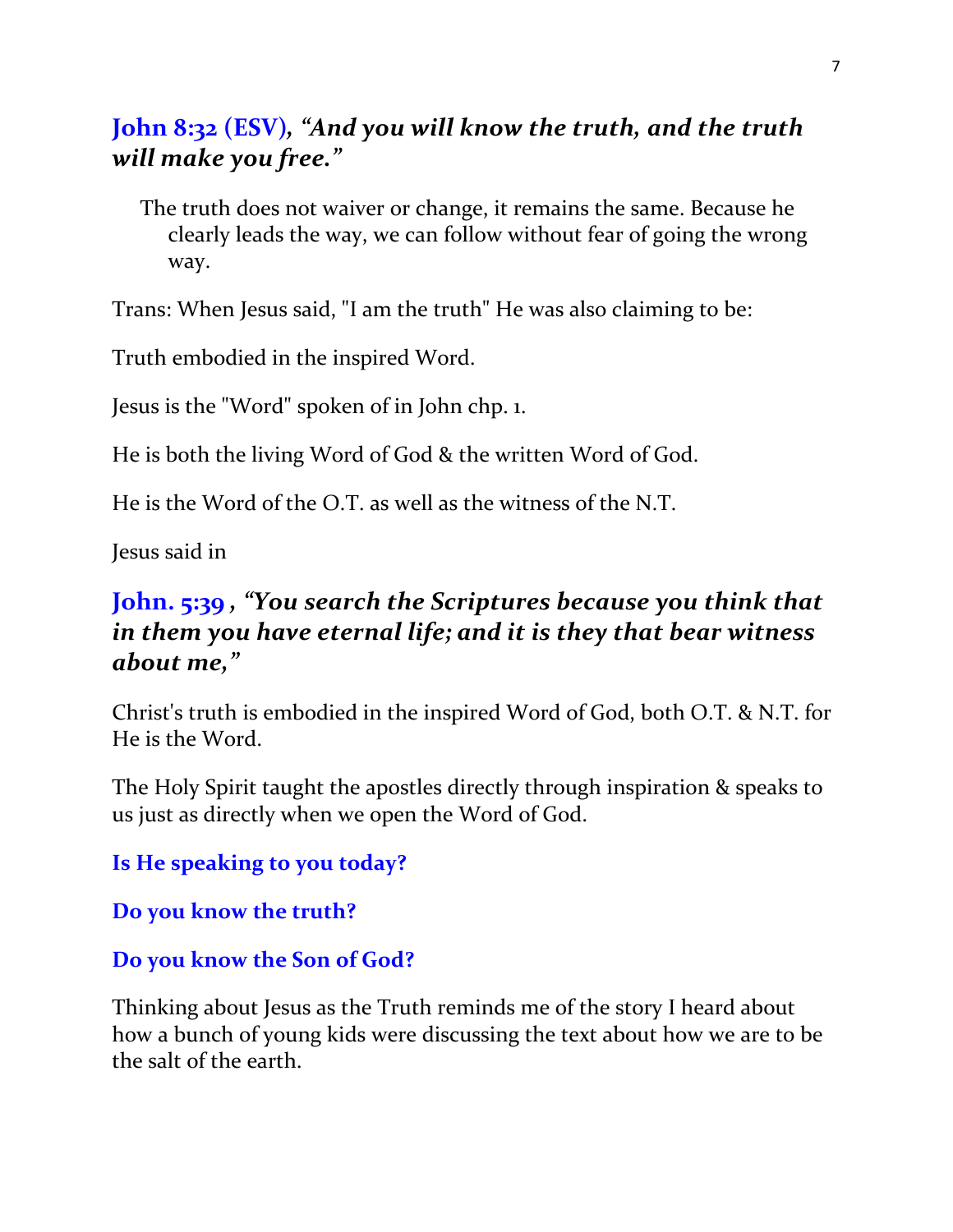**John 8:32 (ESV), *"And you will know the truth, and the truth will make you free."***

> The truth does not waiver or change, it remains the same. Because he clearly leads the way, we can follow without fear of going the wrong way.

Trans: When Jesus said, "I am the truth" He was also claiming to be:

Truth embodied in the inspired Word.

Jesus is the "Word" spoken of in John chp. 1.

He is both the living Word of God & the written Word of God.

He is the Word of the O.T. as well as the witness of the N.T.

Jesus said in

**John. 5:39 , *"You search the Scriptures because you think that in them you have eternal life; and it is they that bear witness about me,"***

Christ's truth is embodied in the inspired Word of God, both O.T. & N.T. for He is the Word.

The Holy Spirit taught the apostles directly through inspiration & speaks to us just as directly when we open the Word of God.

**Is He speaking to you today?**

**Do you know the truth?**

**Do you know the Son of God?**

Thinking about Jesus as the Truth reminds me of the story I heard about how a bunch of young kids were discussing the text about how we are to be the salt of the earth.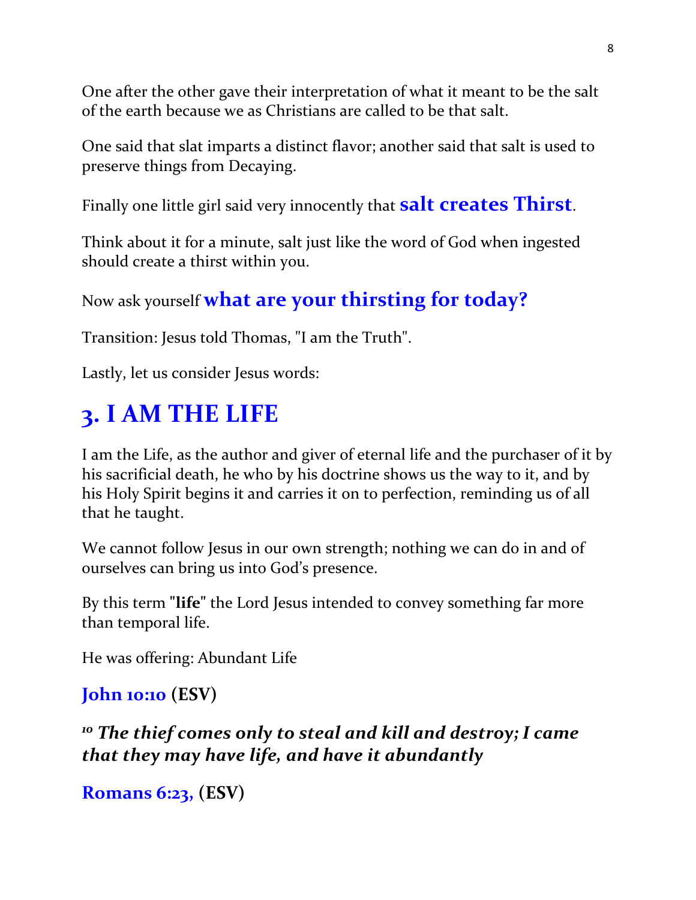One after the other gave their interpretation of what it meant to be the salt of the earth because we as Christians are called to be that salt.

One said that slat imparts a distinct flavor; another said that salt is used to preserve things from Decaying.

Finally one little girl said very innocently that **salt creates Thirst**.

Think about it for a minute, salt just like the word of God when ingested should create a thirst within you.

Now ask yourself **what are your thirsting for today?**

Transition: Jesus told Thomas, "I am the Truth".

Lastly, let us consider Jesus words:

# 3. I AM THE LIFE

I am the Life, as the author and giver of eternal life and the purchaser of it by his sacrificial death, he who by his doctrine shows us the way to it, and by his Holy Spirit begins it and carries it on to perfection, reminding us of all that he taught.

We cannot follow Jesus in our own strength; nothing we can do in and of ourselves can bring us into God's presence.

By this term "**life**" the Lord Jesus intended to convey something far more than temporal life.

He was offering: Abundant Life

**John 10:10 (ESV)**

***10 The thief comes only to steal and kill and destroy; I came that they may have life, and have it abundantly***

**Romans 6:23, (ESV)**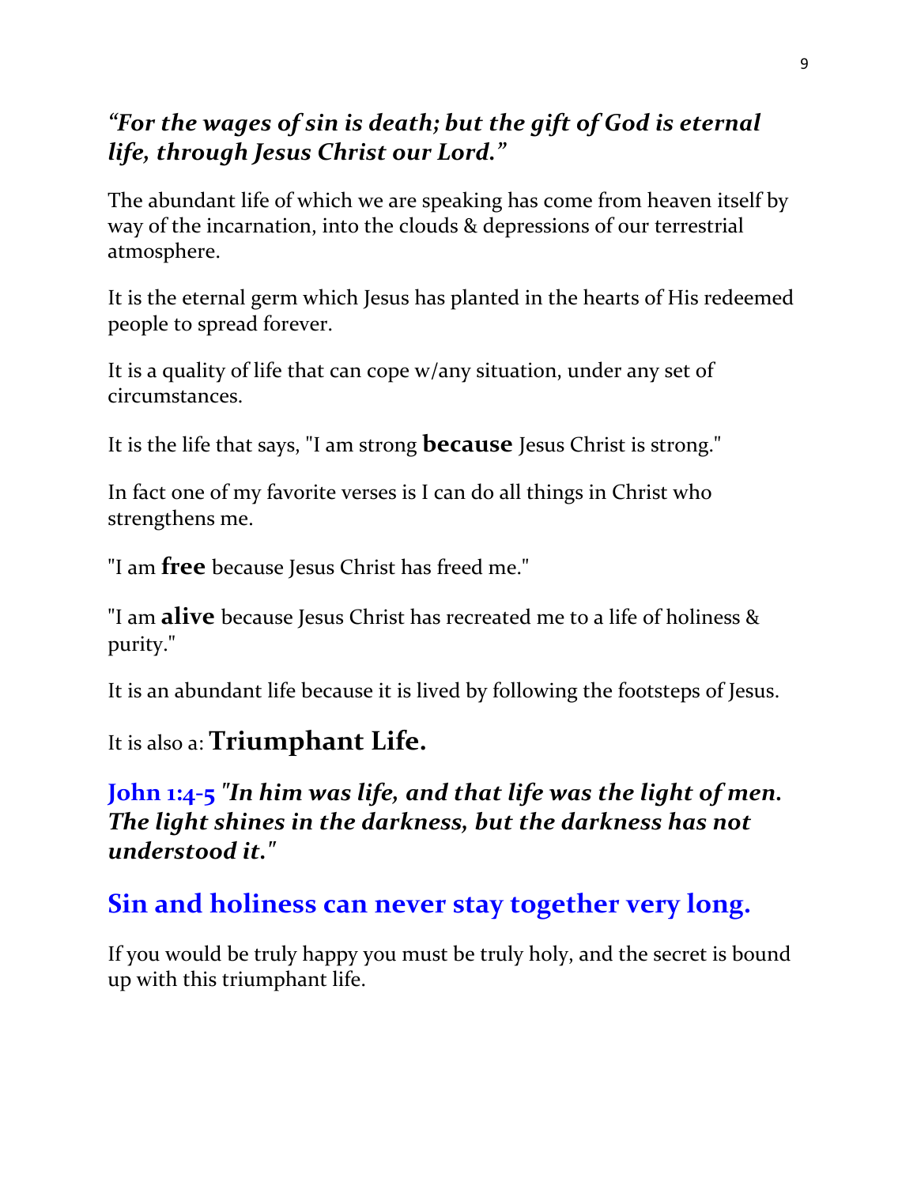***"For the wages of sin is death; but the gift of God is eternal life, through Jesus Christ our Lord."***

The abundant life of which we are speaking has come from heaven itself by way of the incarnation, into the clouds & depressions of our terrestrial atmosphere.

It is the eternal germ which Jesus has planted in the hearts of His redeemed people to spread forever.

It is a quality of life that can cope w/any situation, under any set of circumstances.

It is the life that says, "I am strong **because** Jesus Christ is strong."

In fact one of my favorite verses is I can do all things in Christ who strengthens me.

"I am **free** because Jesus Christ has freed me."

"I am **alive** because Jesus Christ has recreated me to a life of holiness & purity."

It is an abundant life because it is lived by following the footsteps of Jesus.

It is also a: **Triumphant Life.**

**John 1:4-5** ***"In him was life, and that life was the light of men. The light shines in the darkness, but the darkness has not understood it."***

## Sin and holiness can never stay together very long.

If you would be truly happy you must be truly holy, and the secret is bound up with this triumphant life.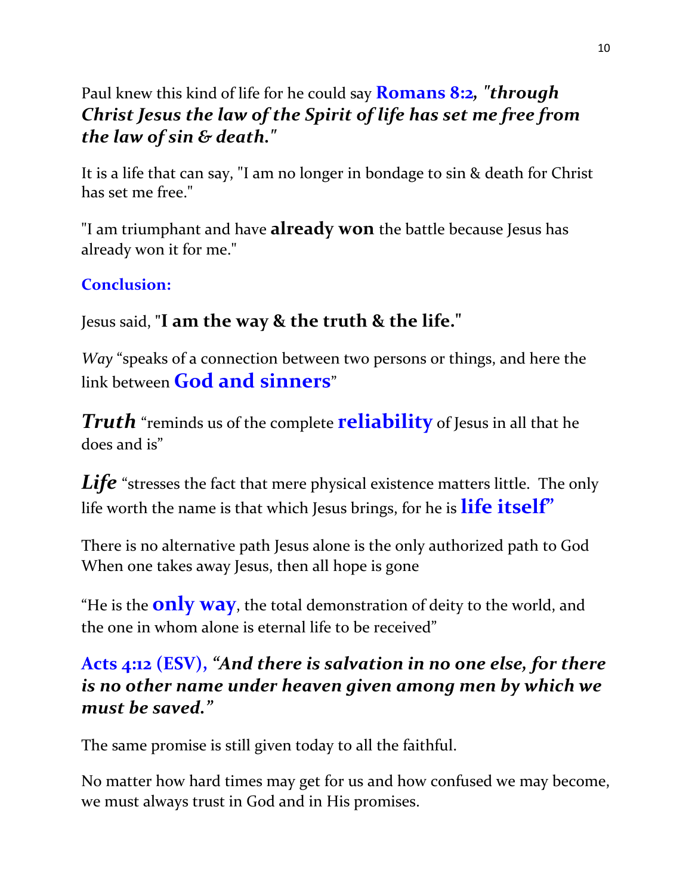Paul knew this kind of life for he could say **Romans 8:2**, ***"through Christ Jesus the law of the Spirit of life has set me free from the law of sin & death."***

It is a life that can say, "I am no longer in bondage to sin & death for Christ has set me free."

"I am triumphant and have **already won** the battle because Jesus has already won it for me."

**Conclusion:**

Jesus said, "**I am the way & the truth & the life.**"

*Way* "speaks of a connection between two persons or things, and here the link between **God and sinners**"

***Truth*** "reminds us of the complete **reliability** of Jesus in all that he does and is"

***Life*** "stresses the fact that mere physical existence matters little. The only life worth the name is that which Jesus brings, for he is **life itself**"

There is no alternative path Jesus alone is the only authorized path to God When one takes away Jesus, then all hope is gone

"He is the **only way**, the total demonstration of deity to the world, and the one in whom alone is eternal life to be received"

**Acts 4:12 (ESV),** ***"And there is salvation in no one else, for there is no other name under heaven given among men by which we must be saved."***

The same promise is still given today to all the faithful.

No matter how hard times may get for us and how confused we may become, we must always trust in God and in His promises.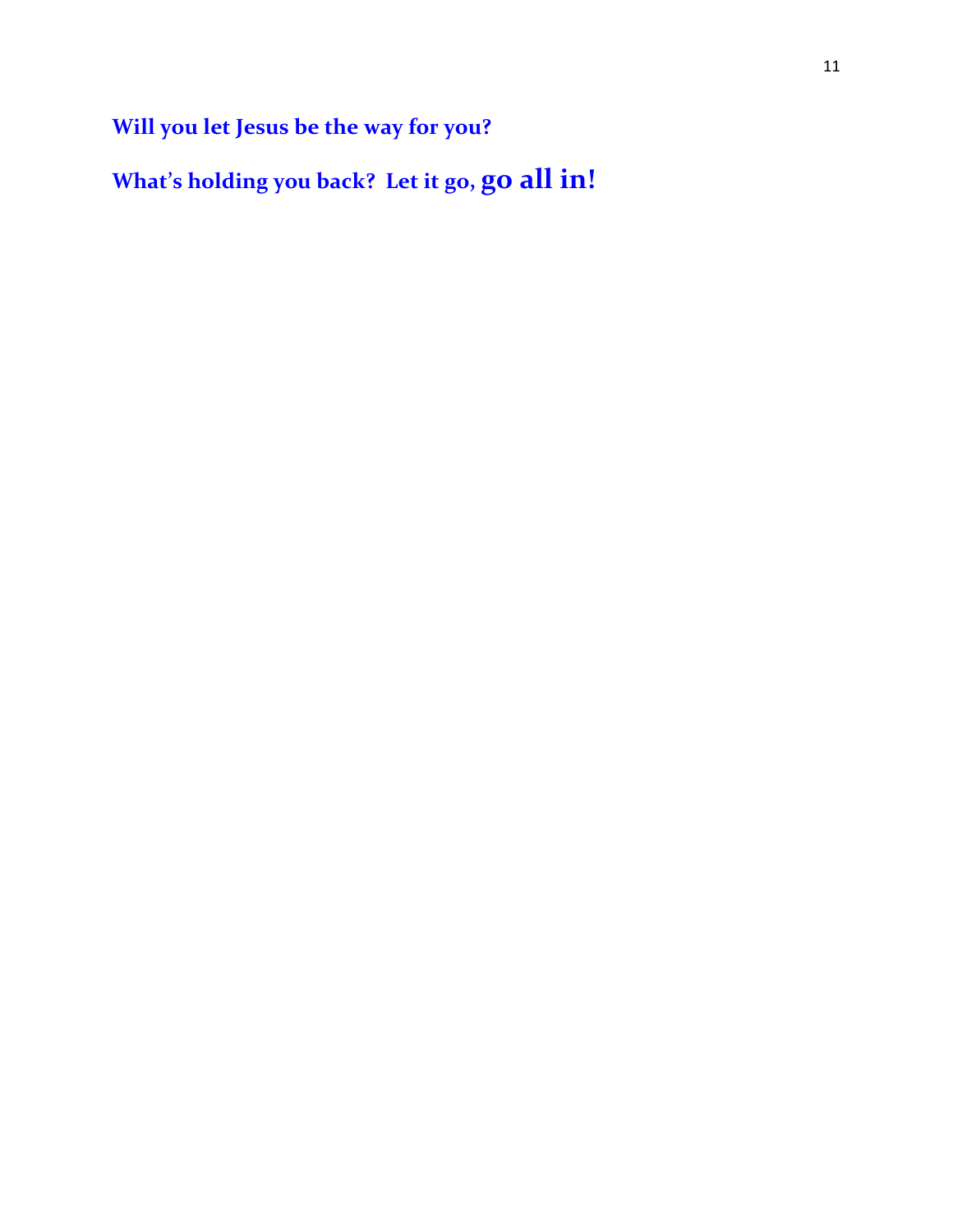**Will you let Jesus be the way for you?**

**What's holding you back? Let it go, go all in!**